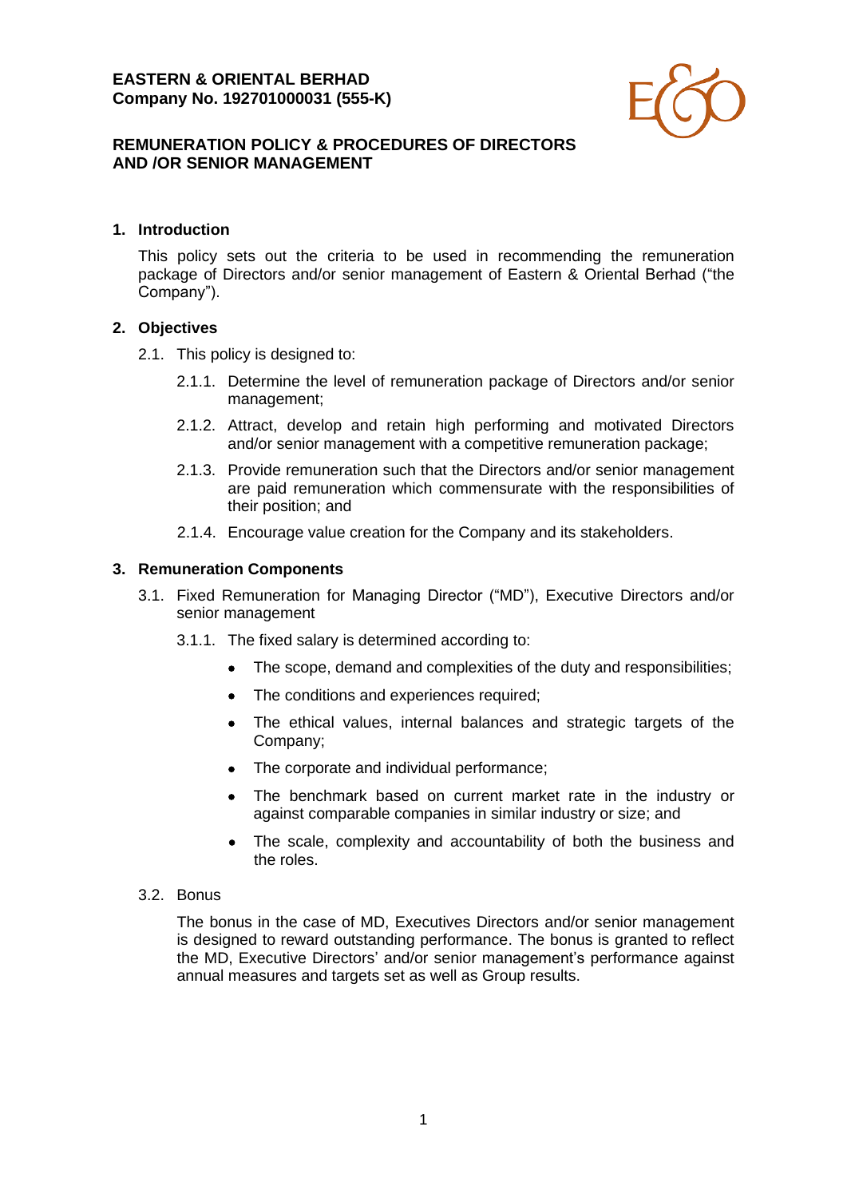**EASTERN & ORIENTAL BERHAD**
**Company No. 192701000031 (555-K)**

# REMUNERATION POLICY & PROCEDURES OF DIRECTORS AND /OR SENIOR MANAGEMENT

## 1. Introduction

This policy sets out the criteria to be used in recommending the remuneration package of Directors and/or senior management of Eastern & Oriental Berhad ("the Company").

## 2. Objectives

2.1. This policy is designed to:

2.1.1. Determine the level of remuneration package of Directors and/or senior management;

2.1.2. Attract, develop and retain high performing and motivated Directors and/or senior management with a competitive remuneration package;

2.1.3. Provide remuneration such that the Directors and/or senior management are paid remuneration which commensurate with the responsibilities of their position; and

2.1.4. Encourage value creation for the Company and its stakeholders.

## 3. Remuneration Components

3.1. Fixed Remuneration for Managing Director ("MD"), Executive Directors and/or senior management

3.1.1. The fixed salary is determined according to:

- The scope, demand and complexities of the duty and responsibilities;
- The conditions and experiences required;
- The ethical values, internal balances and strategic targets of the Company;
- The corporate and individual performance;
- The benchmark based on current market rate in the industry or against comparable companies in similar industry or size; and
- The scale, complexity and accountability of both the business and the roles.

3.2. Bonus

The bonus in the case of MD, Executives Directors and/or senior management is designed to reward outstanding performance. The bonus is granted to reflect the MD, Executive Directors' and/or senior management's performance against annual measures and targets set as well as Group results.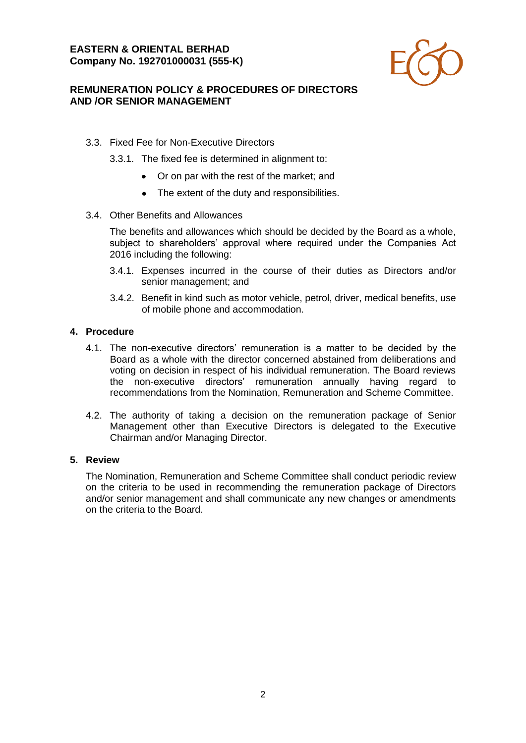3.3. Fixed Fee for Non-Executive Directors

3.3.1. The fixed fee is determined in alignment to:

- Or on par with the rest of the market; and
- The extent of the duty and responsibilities.

3.4. Other Benefits and Allowances

The benefits and allowances which should be decided by the Board as a whole, subject to shareholders' approval where required under the Companies Act 2016 including the following:

3.4.1. Expenses incurred in the course of their duties as Directors and/or senior management; and

3.4.2. Benefit in kind such as motor vehicle, petrol, driver, medical benefits, use of mobile phone and accommodation.

## 4. Procedure

4.1. The non-executive directors' remuneration is a matter to be decided by the Board as a whole with the director concerned abstained from deliberations and voting on decision in respect of his individual remuneration. The Board reviews the non-executive directors' remuneration annually having regard to recommendations from the Nomination, Remuneration and Scheme Committee.

4.2. The authority of taking a decision on the remuneration package of Senior Management other than Executive Directors is delegated to the Executive Chairman and/or Managing Director.

## 5. Review

The Nomination, Remuneration and Scheme Committee shall conduct periodic review on the criteria to be used in recommending the remuneration package of Directors and/or senior management and shall communicate any new changes or amendments on the criteria to the Board.